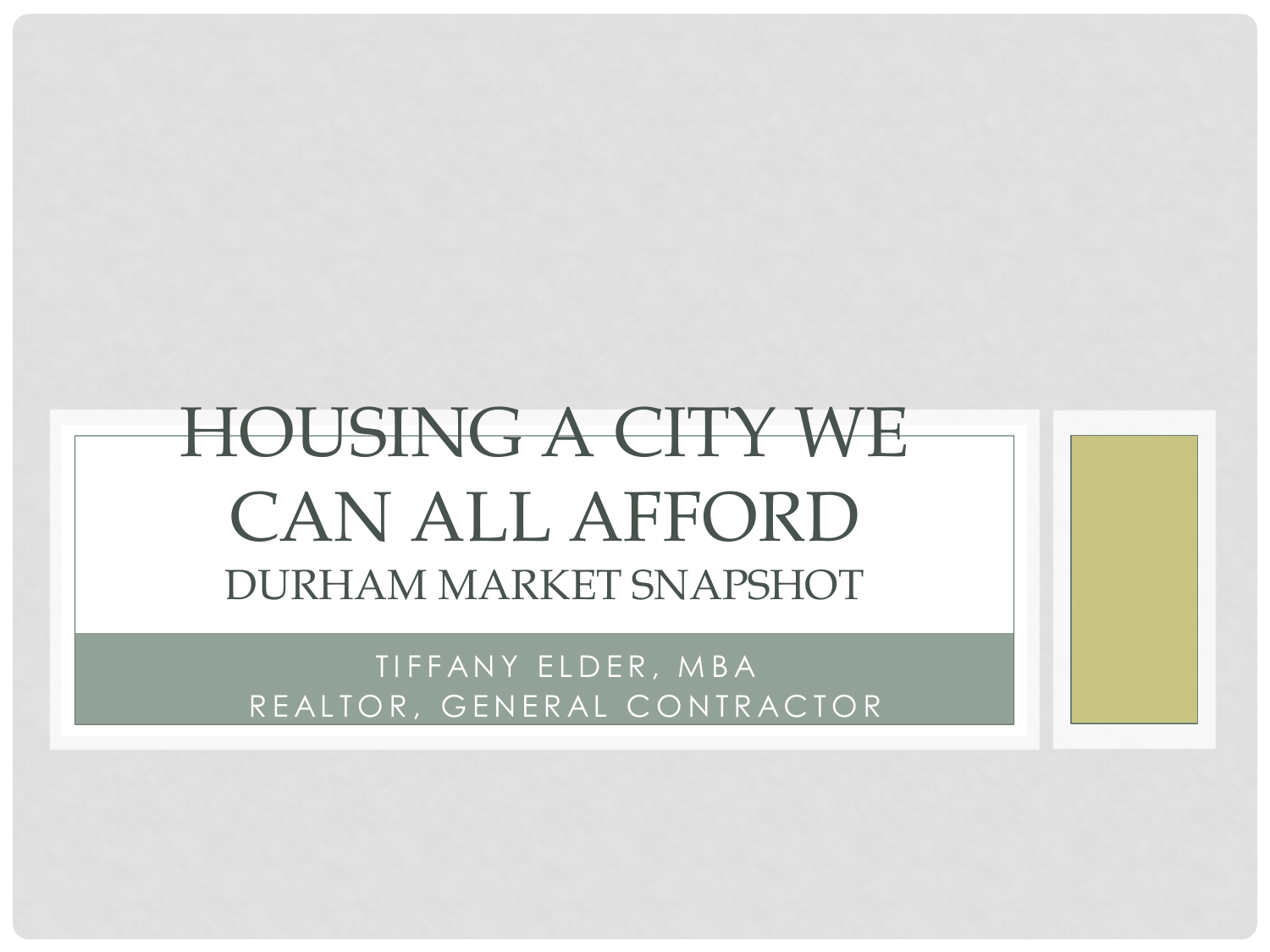# HOUSING A CITY WE CAN ALL AFFORD

## DURHAM MARKET SNAPSHOT

TIFFANY ELDER, MBA
REALTOR, GENERAL CONTRACTOR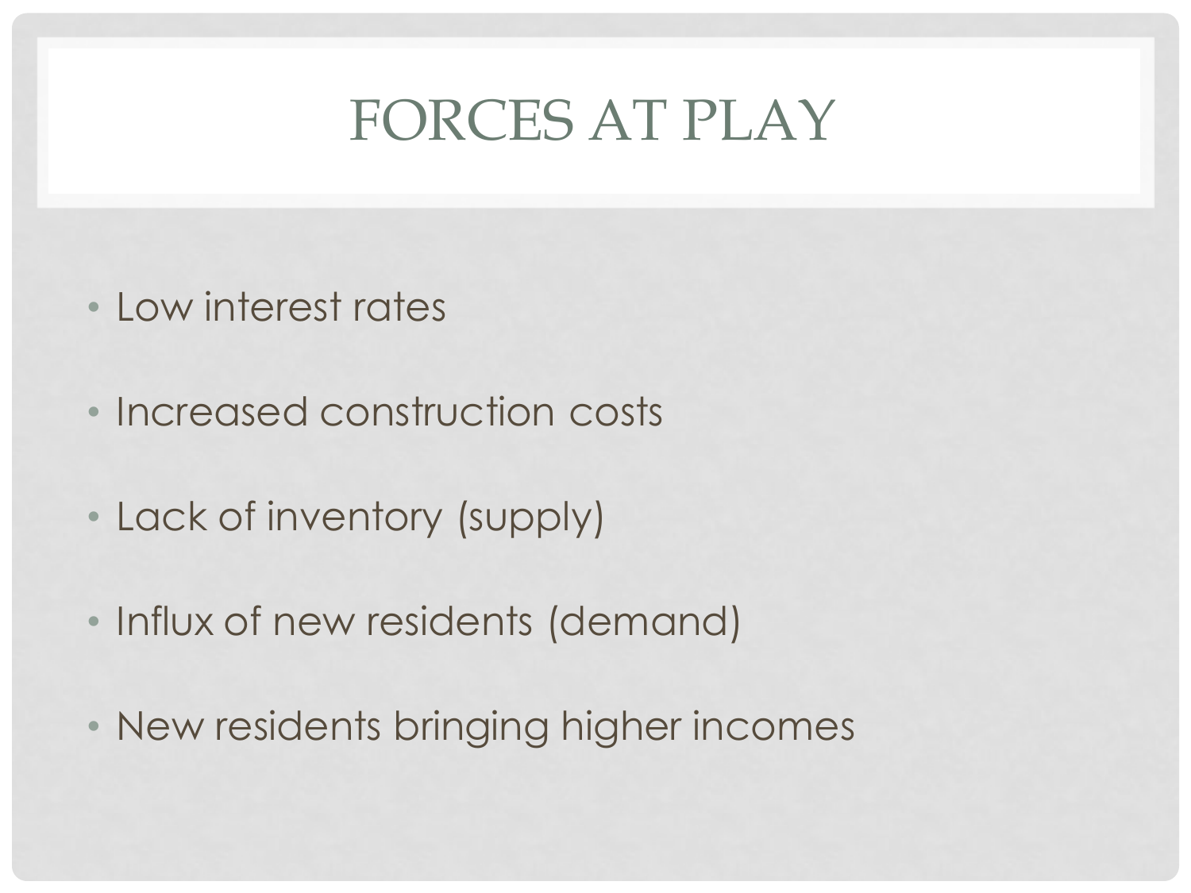# FORCES AT PLAY

- Low interest rates
- Increased construction costs
- Lack of inventory (supply)
- Influx of new residents (demand)
- New residents bringing higher incomes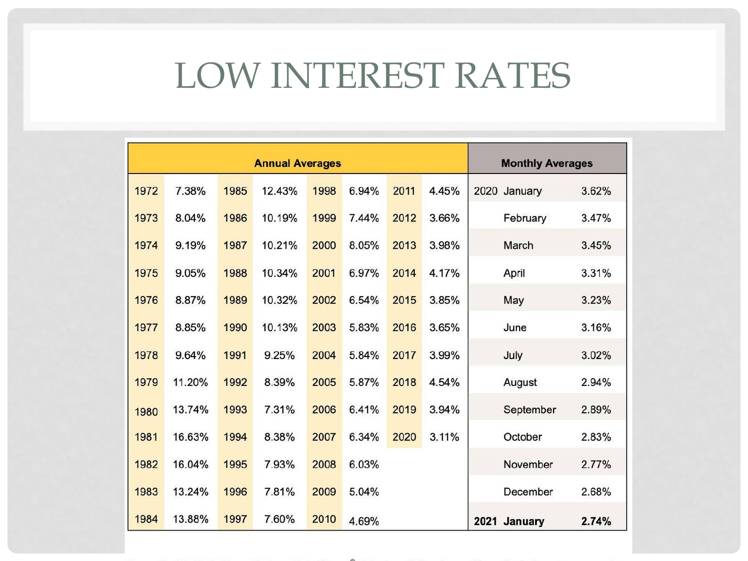# LOW INTEREST RATES

| Annual Averages | | | | | | | | Monthly Averages | | |
|---|---|---|---|---|---|---|---|---|---|---|
| 1972 | 7.38% | 1985 | 12.43% | 1998 | 6.94% | 2011 | 4.45% | 2020 | January | 3.62% |
| 1973 | 8.04% | 1986 | 10.19% | 1999 | 7.44% | 2012 | 3.66% | | February | 3.47% |
| 1974 | 9.19% | 1987 | 10.21% | 2000 | 8.05% | 2013 | 3.98% | | March | 3.45% |
| 1975 | 9.05% | 1988 | 10.34% | 2001 | 6.97% | 2014 | 4.17% | | April | 3.31% |
| 1976 | 8.87% | 1989 | 10.32% | 2002 | 6.54% | 2015 | 3.85% | | May | 3.23% |
| 1977 | 8.85% | 1990 | 10.13% | 2003 | 5.83% | 2016 | 3.65% | | June | 3.16% |
| 1978 | 9.64% | 1991 | 9.25% | 2004 | 5.84% | 2017 | 3.99% | | July | 3.02% |
| 1979 | 11.20% | 1992 | 8.39% | 2005 | 5.87% | 2018 | 4.54% | | August | 2.94% |
| 1980 | 13.74% | 1993 | 7.31% | 2006 | 6.41% | 2019 | 3.94% | | September | 2.89% |
| 1981 | 16.63% | 1994 | 8.38% | 2007 | 6.34% | 2020 | 3.11% | | October | 2.83% |
| 1982 | 16.04% | 1995 | 7.93% | 2008 | 6.03% | | | | November | 2.77% |
| 1983 | 13.24% | 1996 | 7.81% | 2009 | 5.04% | | | | December | 2.68% |
| 1984 | 13.88% | 1997 | 7.60% | 2010 | 4.69% | | | **2021** | **January** | **2.74%** |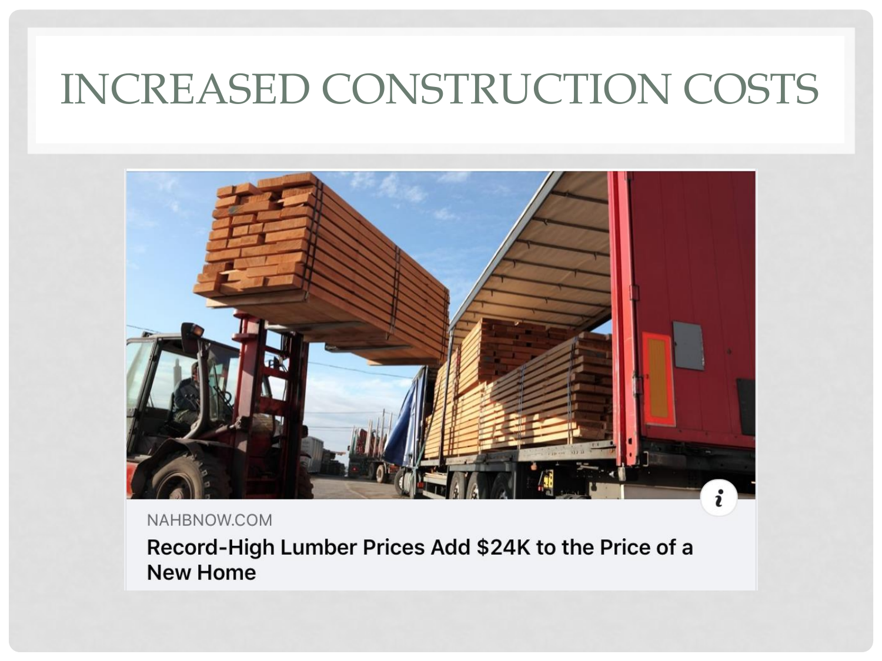# INCREASED CONSTRUCTION COSTS

NAHBNOW.COM

**Record-High Lumber Prices Add $24K to the Price of a New Home**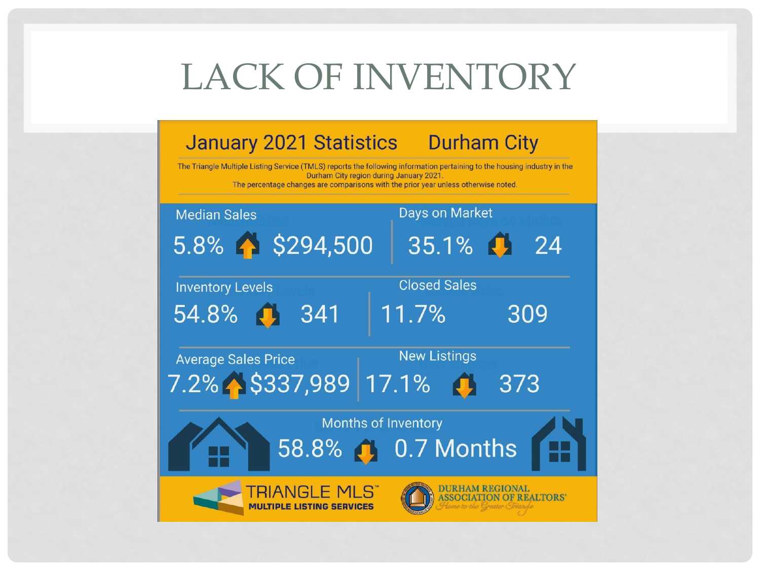# LACK OF INVENTORY

## January 2021 Statistics — Durham City

The Triangle Multiple Listing Service (TMLS) reports the following information pertaining to the housing industry in the Durham City region during January 2021.
The percentage changes are comparisons with the prior year unless otherwise noted.

| Metric | Change | Value |
|---|---|---|
| Median Sales | 5.8% ↑ | $294,500 |
| Days on Market | 35.1% ↓ | 24 |
| Inventory Levels | 54.8% ↓ | 341 |
| Closed Sales | 11.7% | 309 |
| Average Sales Price | 7.2% ↑ | $337,989 |
| New Listings | 17.1% ↓ | 373 |
| Months of Inventory | 58.8% ↓ | 0.7 Months |

TRIANGLE MLS™
MULTIPLE LISTING SERVICES

DURHAM REGIONAL ASSOCIATION OF REALTORS®
*Home to the Greater Triangle*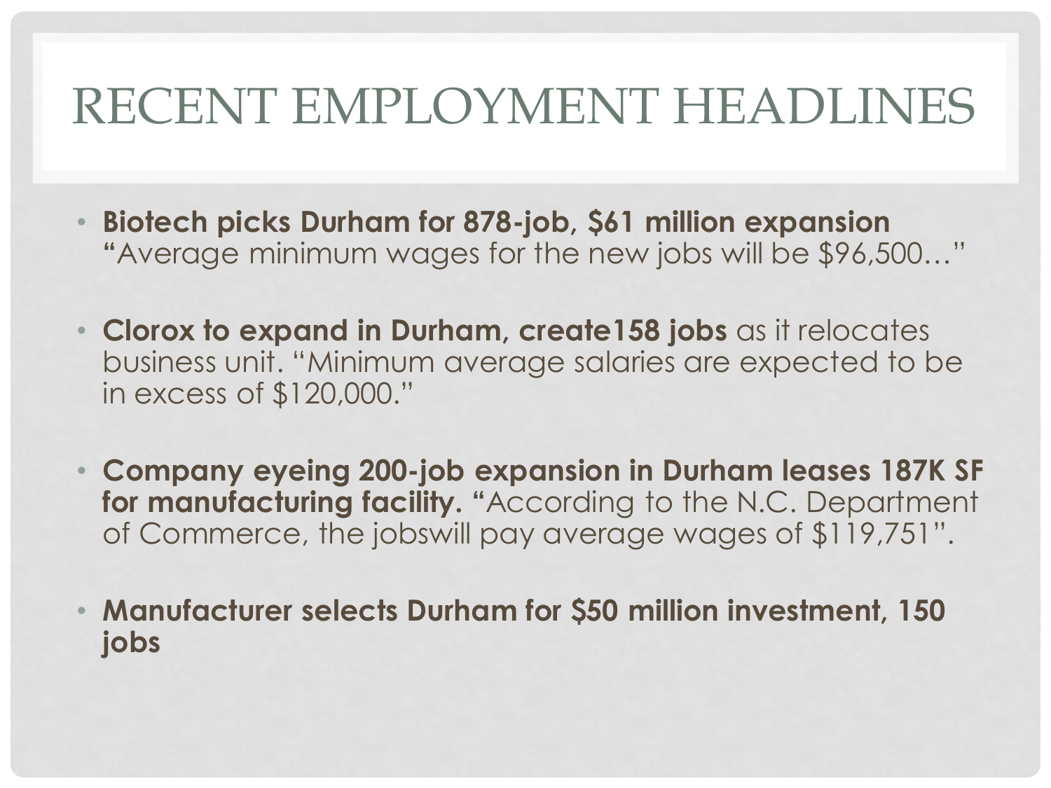# RECENT EMPLOYMENT HEADLINES

- **Biotech picks Durham for 878-job, $61 million expansion** **"**Average minimum wages for the new jobs will be $96,500…"
- **Clorox to expand in Durham, create158 jobs** as it relocates business unit. "Minimum average salaries are expected to be in excess of $120,000."
- **Company eyeing 200-job expansion in Durham leases 187K SF for manufacturing facility. "**According to the N.C. Department of Commerce, the jobswill pay average wages of $119,751".
- **Manufacturer selects Durham for $50 million investment, 150 jobs**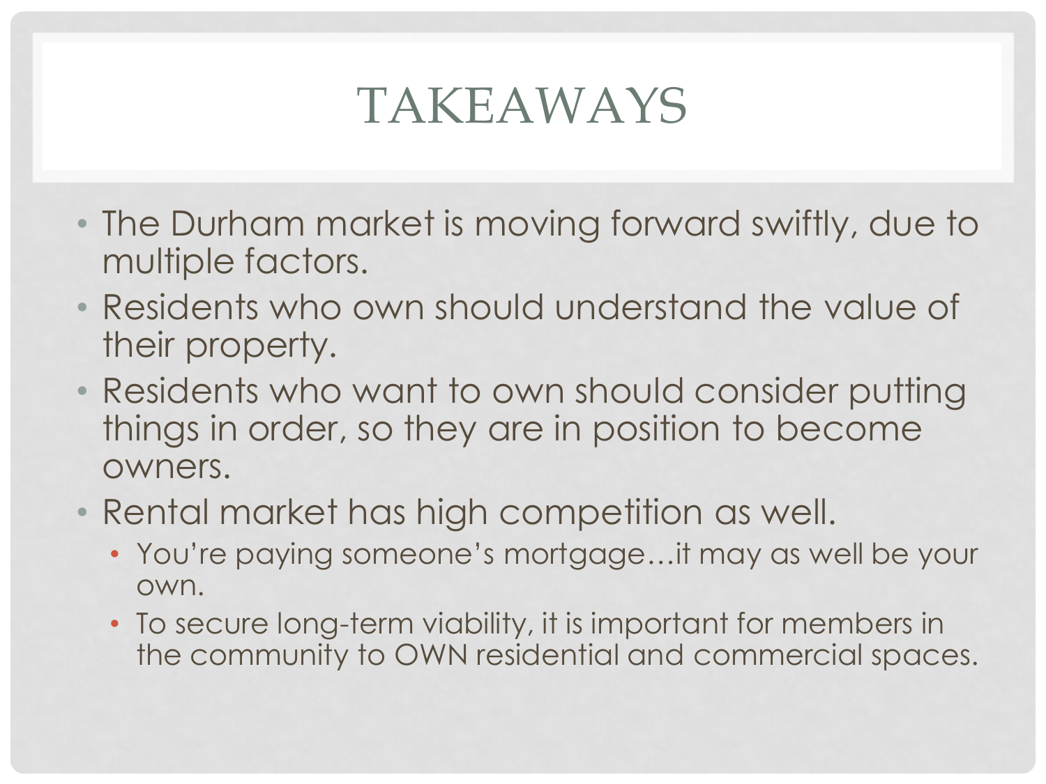# TAKEAWAYS

- The Durham market is moving forward swiftly, due to multiple factors.
- Residents who own should understand the value of their property.
- Residents who want to own should consider putting things in order, so they are in position to become owners.
- Rental market has high competition as well.
  - You're paying someone's mortgage…it may as well be your own.
  - To secure long-term viability, it is important for members in the community to OWN residential and commercial spaces.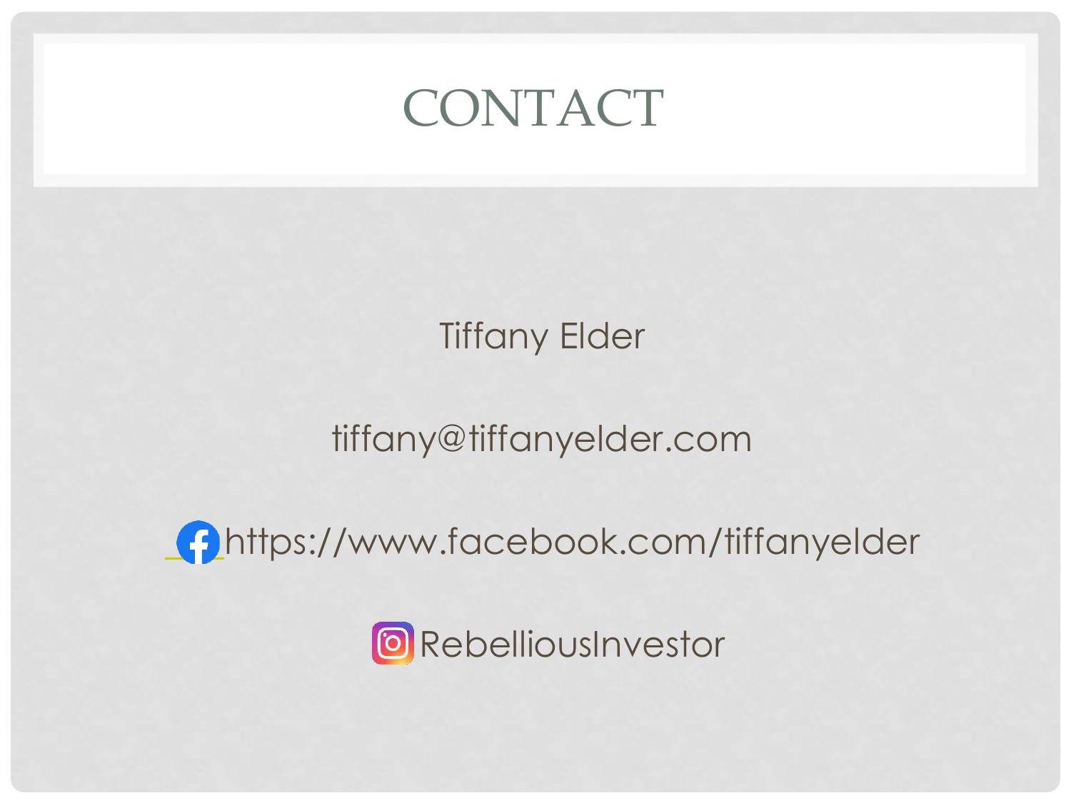# CONTACT

Tiffany Elder

tiffany@tiffanyelder.com

https://www.facebook.com/tiffanyelder

RebelliousInvestor